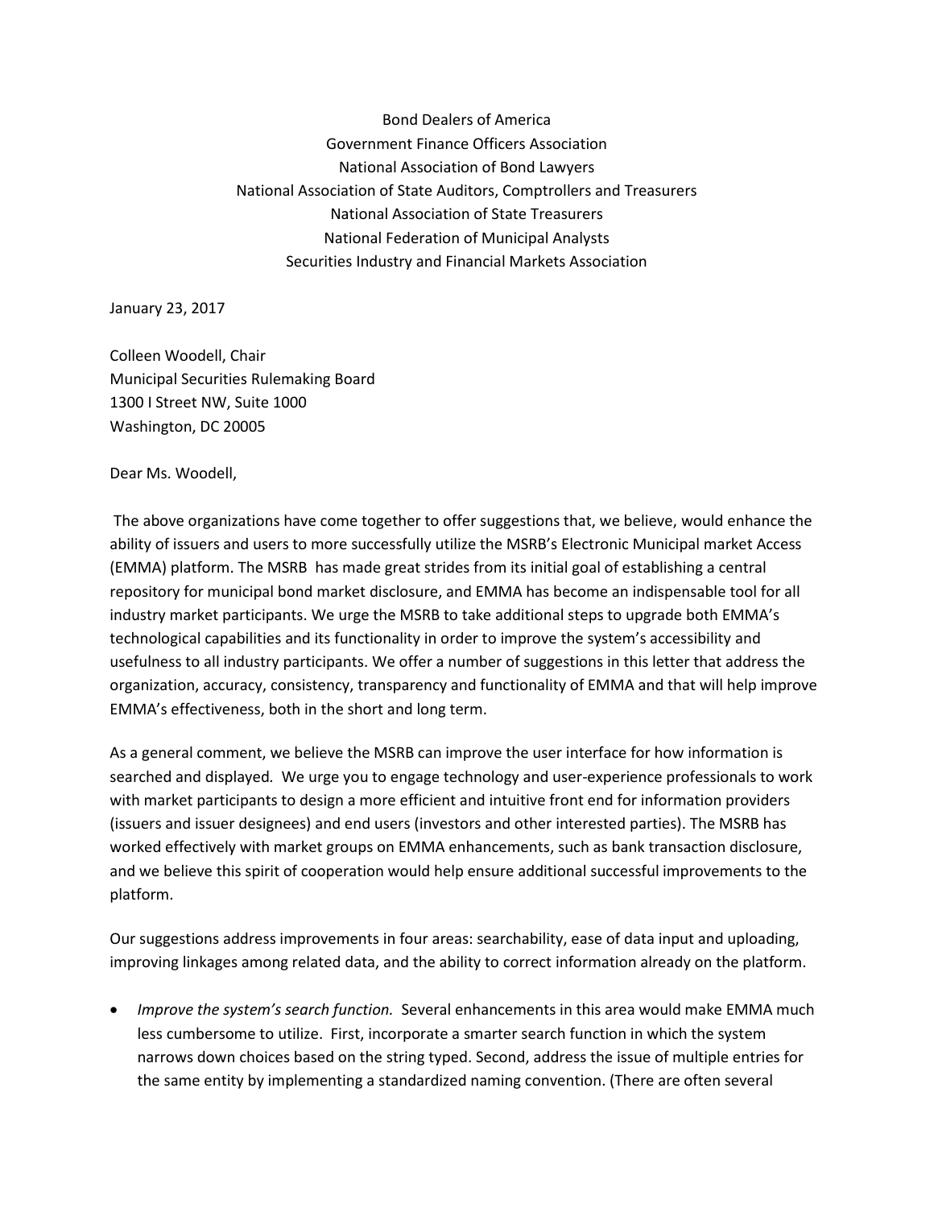Bond Dealers of America
Government Finance Officers Association
National Association of Bond Lawyers
National Association of State Auditors, Comptrollers and Treasurers
National Association of State Treasurers
National Federation of Municipal Analysts
Securities Industry and Financial Markets Association

January 23, 2017

Colleen Woodell, Chair
Municipal Securities Rulemaking Board
1300 I Street NW, Suite 1000
Washington, DC 20005

Dear Ms. Woodell,

The above organizations have come together to offer suggestions that, we believe, would enhance the ability of issuers and users to more successfully utilize the MSRB's Electronic Municipal market Access (EMMA) platform. The MSRB has made great strides from its initial goal of establishing a central repository for municipal bond market disclosure, and EMMA has become an indispensable tool for all industry market participants. We urge the MSRB to take additional steps to upgrade both EMMA's technological capabilities and its functionality in order to improve the system's accessibility and usefulness to all industry participants. We offer a number of suggestions in this letter that address the organization, accuracy, consistency, transparency and functionality of EMMA and that will help improve EMMA's effectiveness, both in the short and long term.

As a general comment, we believe the MSRB can improve the user interface for how information is searched and displayed. We urge you to engage technology and user-experience professionals to work with market participants to design a more efficient and intuitive front end for information providers (issuers and issuer designees) and end users (investors and other interested parties). The MSRB has worked effectively with market groups on EMMA enhancements, such as bank transaction disclosure, and we believe this spirit of cooperation would help ensure additional successful improvements to the platform.

Our suggestions address improvements in four areas: searchability, ease of data input and uploading, improving linkages among related data, and the ability to correct information already on the platform.

- *Improve the system's search function.* Several enhancements in this area would make EMMA much less cumbersome to utilize. First, incorporate a smarter search function in which the system narrows down choices based on the string typed. Second, address the issue of multiple entries for the same entity by implementing a standardized naming convention. (There are often several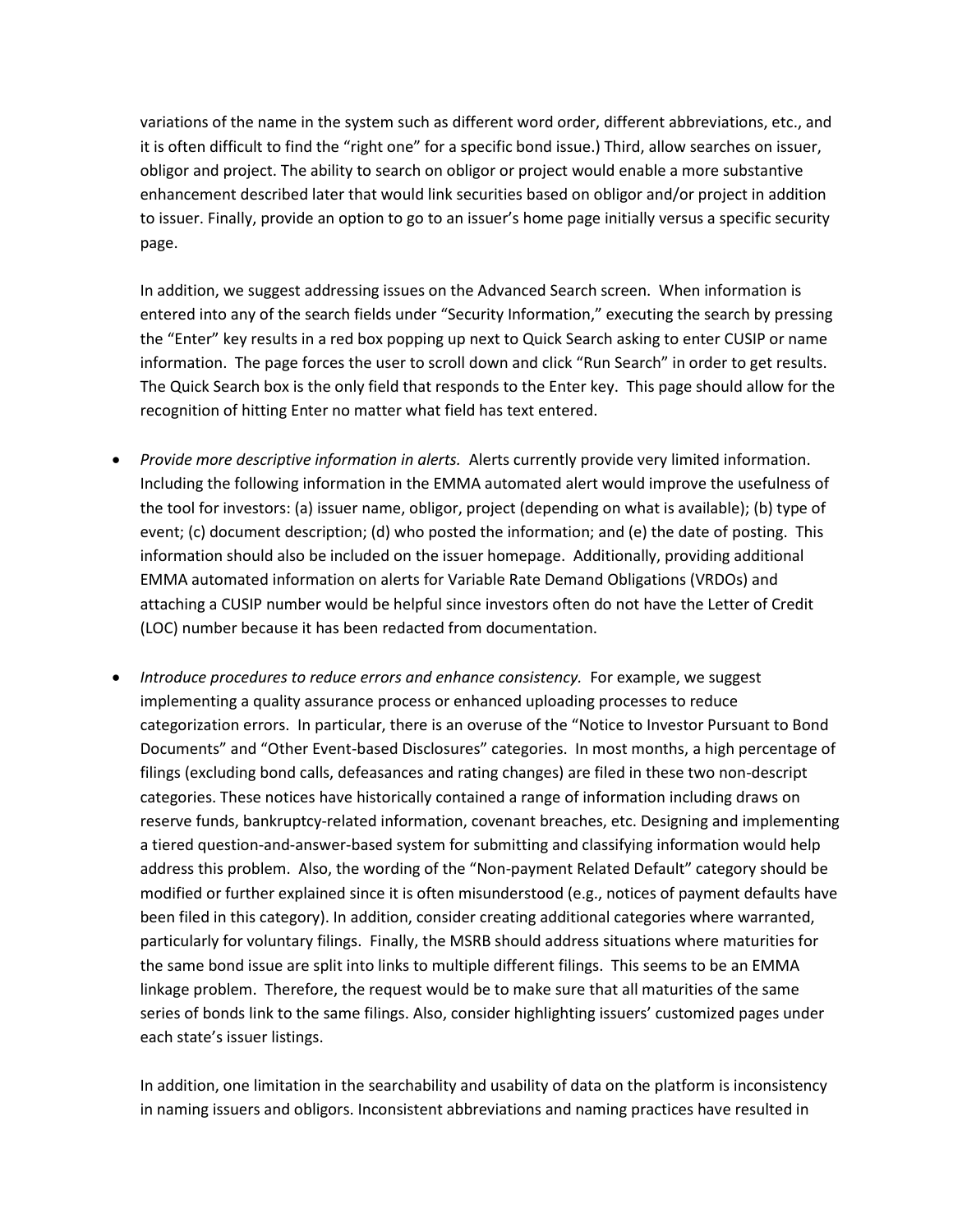variations of the name in the system such as different word order, different abbreviations, etc., and it is often difficult to find the "right one" for a specific bond issue.) Third, allow searches on issuer, obligor and project. The ability to search on obligor or project would enable a more substantive enhancement described later that would link securities based on obligor and/or project in addition to issuer. Finally, provide an option to go to an issuer's home page initially versus a specific security page.

In addition, we suggest addressing issues on the Advanced Search screen. When information is entered into any of the search fields under "Security Information," executing the search by pressing the "Enter" key results in a red box popping up next to Quick Search asking to enter CUSIP or name information. The page forces the user to scroll down and click "Run Search" in order to get results. The Quick Search box is the only field that responds to the Enter key. This page should allow for the recognition of hitting Enter no matter what field has text entered.

- *Provide more descriptive information in alerts.* Alerts currently provide very limited information. Including the following information in the EMMA automated alert would improve the usefulness of the tool for investors: (a) issuer name, obligor, project (depending on what is available); (b) type of event; (c) document description; (d) who posted the information; and (e) the date of posting. This information should also be included on the issuer homepage. Additionally, providing additional EMMA automated information on alerts for Variable Rate Demand Obligations (VRDOs) and attaching a CUSIP number would be helpful since investors often do not have the Letter of Credit (LOC) number because it has been redacted from documentation.

- *Introduce procedures to reduce errors and enhance consistency.* For example, we suggest implementing a quality assurance process or enhanced uploading processes to reduce categorization errors. In particular, there is an overuse of the "Notice to Investor Pursuant to Bond Documents" and "Other Event-based Disclosures" categories. In most months, a high percentage of filings (excluding bond calls, defeasances and rating changes) are filed in these two non-descript categories. These notices have historically contained a range of information including draws on reserve funds, bankruptcy-related information, covenant breaches, etc. Designing and implementing a tiered question-and-answer-based system for submitting and classifying information would help address this problem. Also, the wording of the "Non-payment Related Default" category should be modified or further explained since it is often misunderstood (e.g., notices of payment defaults have been filed in this category). In addition, consider creating additional categories where warranted, particularly for voluntary filings. Finally, the MSRB should address situations where maturities for the same bond issue are split into links to multiple different filings. This seems to be an EMMA linkage problem. Therefore, the request would be to make sure that all maturities of the same series of bonds link to the same filings. Also, consider highlighting issuers' customized pages under each state's issuer listings.

  In addition, one limitation in the searchability and usability of data on the platform is inconsistency in naming issuers and obligors. Inconsistent abbreviations and naming practices have resulted in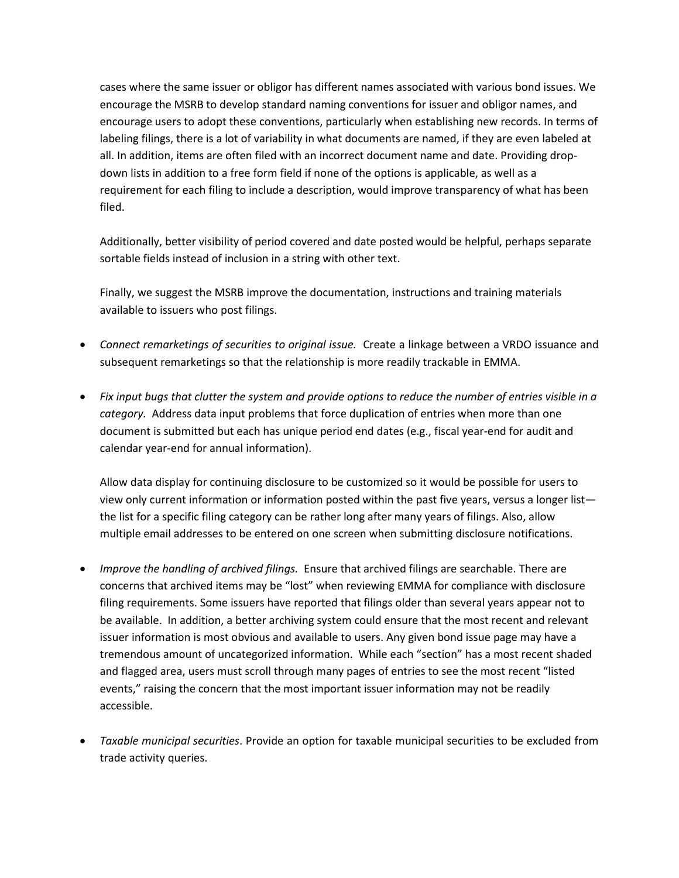cases where the same issuer or obligor has different names associated with various bond issues. We encourage the MSRB to develop standard naming conventions for issuer and obligor names, and encourage users to adopt these conventions, particularly when establishing new records. In terms of labeling filings, there is a lot of variability in what documents are named, if they are even labeled at all. In addition, items are often filed with an incorrect document name and date. Providing drop-down lists in addition to a free form field if none of the options is applicable, as well as a requirement for each filing to include a description, would improve transparency of what has been filed.

Additionally, better visibility of period covered and date posted would be helpful, perhaps separate sortable fields instead of inclusion in a string with other text.

Finally, we suggest the MSRB improve the documentation, instructions and training materials available to issuers who post filings.

- *Connect remarketings of securities to original issue.* Create a linkage between a VRDO issuance and subsequent remarketings so that the relationship is more readily trackable in EMMA.

- *Fix input bugs that clutter the system and provide options to reduce the number of entries visible in a category.* Address data input problems that force duplication of entries when more than one document is submitted but each has unique period end dates (e.g., fiscal year-end for audit and calendar year-end for annual information).

  Allow data display for continuing disclosure to be customized so it would be possible for users to view only current information or information posted within the past five years, versus a longer list—the list for a specific filing category can be rather long after many years of filings. Also, allow multiple email addresses to be entered on one screen when submitting disclosure notifications.

- *Improve the handling of archived filings.* Ensure that archived filings are searchable. There are concerns that archived items may be "lost" when reviewing EMMA for compliance with disclosure filing requirements. Some issuers have reported that filings older than several years appear not to be available. In addition, a better archiving system could ensure that the most recent and relevant issuer information is most obvious and available to users. Any given bond issue page may have a tremendous amount of uncategorized information. While each "section" has a most recent shaded and flagged area, users must scroll through many pages of entries to see the most recent "listed events," raising the concern that the most important issuer information may not be readily accessible.

- *Taxable municipal securities*. Provide an option for taxable municipal securities to be excluded from trade activity queries.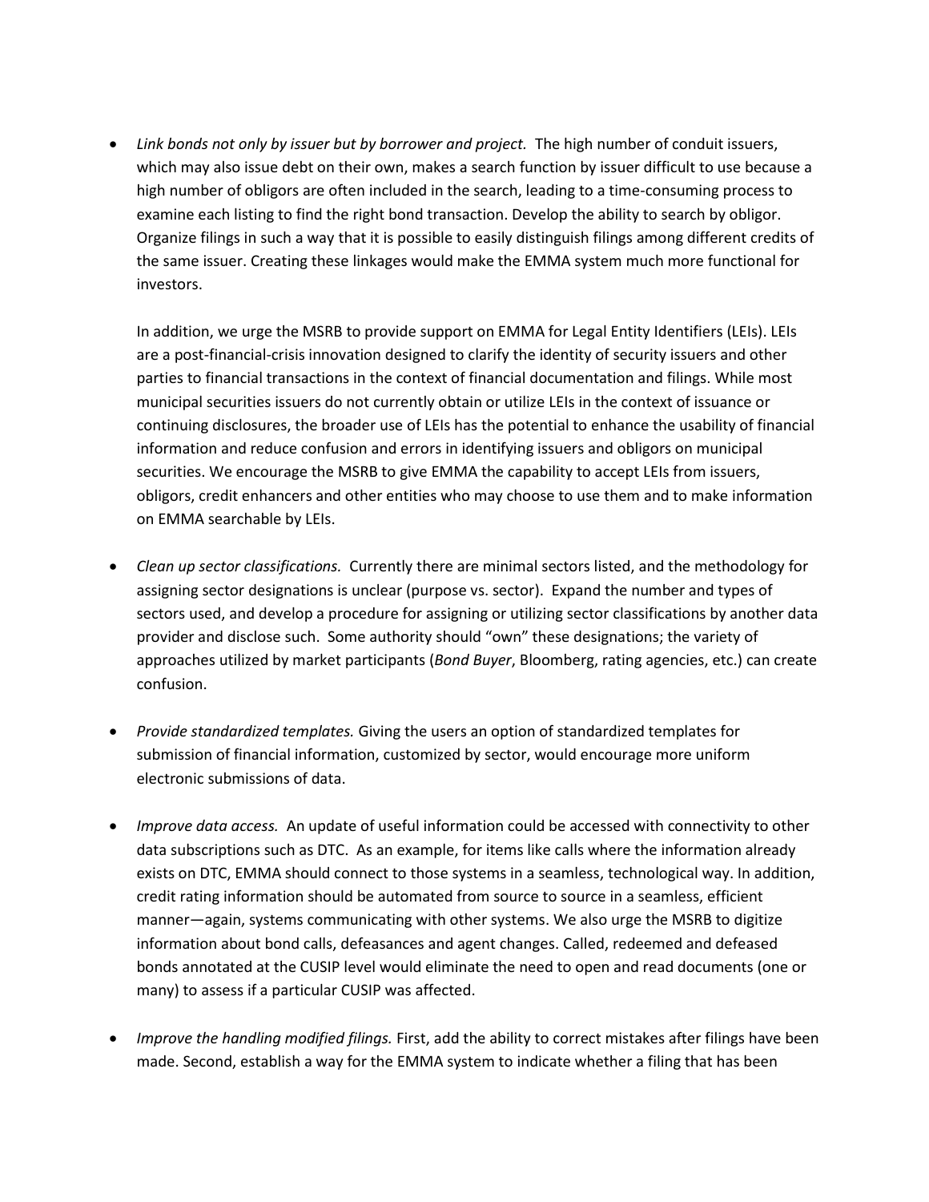- *Link bonds not only by issuer but by borrower and project.* The high number of conduit issuers, which may also issue debt on their own, makes a search function by issuer difficult to use because a high number of obligors are often included in the search, leading to a time-consuming process to examine each listing to find the right bond transaction. Develop the ability to search by obligor. Organize filings in such a way that it is possible to easily distinguish filings among different credits of the same issuer. Creating these linkages would make the EMMA system much more functional for investors.

  In addition, we urge the MSRB to provide support on EMMA for Legal Entity Identifiers (LEIs). LEIs are a post-financial-crisis innovation designed to clarify the identity of security issuers and other parties to financial transactions in the context of financial documentation and filings. While most municipal securities issuers do not currently obtain or utilize LEIs in the context of issuance or continuing disclosures, the broader use of LEIs has the potential to enhance the usability of financial information and reduce confusion and errors in identifying issuers and obligors on municipal securities. We encourage the MSRB to give EMMA the capability to accept LEIs from issuers, obligors, credit enhancers and other entities who may choose to use them and to make information on EMMA searchable by LEIs.

- *Clean up sector classifications.* Currently there are minimal sectors listed, and the methodology for assigning sector designations is unclear (purpose vs. sector). Expand the number and types of sectors used, and develop a procedure for assigning or utilizing sector classifications by another data provider and disclose such. Some authority should "own" these designations; the variety of approaches utilized by market participants (*Bond Buyer*, Bloomberg, rating agencies, etc.) can create confusion.

- *Provide standardized templates.* Giving the users an option of standardized templates for submission of financial information, customized by sector, would encourage more uniform electronic submissions of data.

- *Improve data access.* An update of useful information could be accessed with connectivity to other data subscriptions such as DTC. As an example, for items like calls where the information already exists on DTC, EMMA should connect to those systems in a seamless, technological way. In addition, credit rating information should be automated from source to source in a seamless, efficient manner—again, systems communicating with other systems. We also urge the MSRB to digitize information about bond calls, defeasances and agent changes. Called, redeemed and defeased bonds annotated at the CUSIP level would eliminate the need to open and read documents (one or many) to assess if a particular CUSIP was affected.

- *Improve the handling modified filings.* First, add the ability to correct mistakes after filings have been made. Second, establish a way for the EMMA system to indicate whether a filing that has been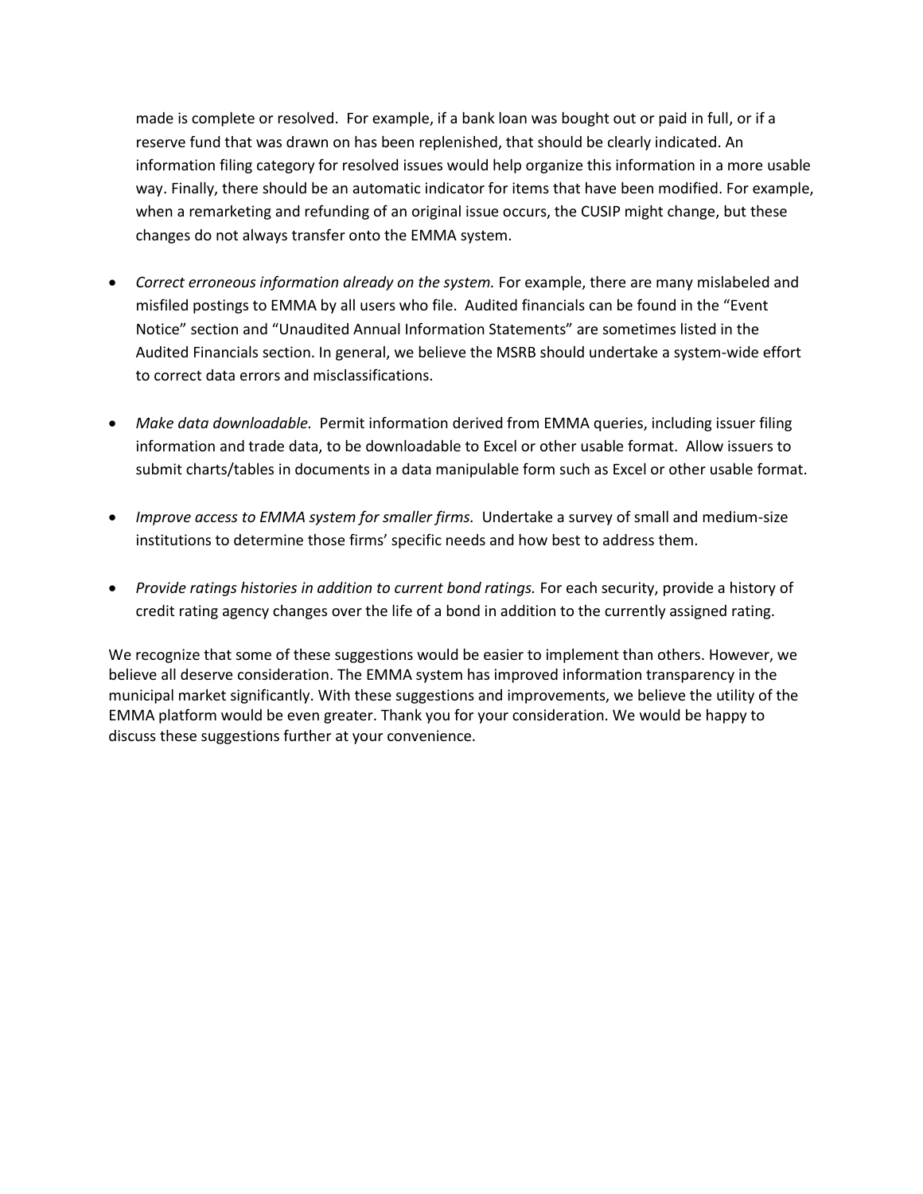made is complete or resolved. For example, if a bank loan was bought out or paid in full, or if a reserve fund that was drawn on has been replenished, that should be clearly indicated. An information filing category for resolved issues would help organize this information in a more usable way. Finally, there should be an automatic indicator for items that have been modified. For example, when a remarketing and refunding of an original issue occurs, the CUSIP might change, but these changes do not always transfer onto the EMMA system.

- *Correct erroneous information already on the system.* For example, there are many mislabeled and misfiled postings to EMMA by all users who file. Audited financials can be found in the "Event Notice" section and "Unaudited Annual Information Statements" are sometimes listed in the Audited Financials section. In general, we believe the MSRB should undertake a system-wide effort to correct data errors and misclassifications.

- *Make data downloadable.* Permit information derived from EMMA queries, including issuer filing information and trade data, to be downloadable to Excel or other usable format. Allow issuers to submit charts/tables in documents in a data manipulable form such as Excel or other usable format.

- *Improve access to EMMA system for smaller firms.* Undertake a survey of small and medium-size institutions to determine those firms' specific needs and how best to address them.

- *Provide ratings histories in addition to current bond ratings.* For each security, provide a history of credit rating agency changes over the life of a bond in addition to the currently assigned rating.

We recognize that some of these suggestions would be easier to implement than others. However, we believe all deserve consideration. The EMMA system has improved information transparency in the municipal market significantly. With these suggestions and improvements, we believe the utility of the EMMA platform would be even greater. Thank you for your consideration. We would be happy to discuss these suggestions further at your convenience.